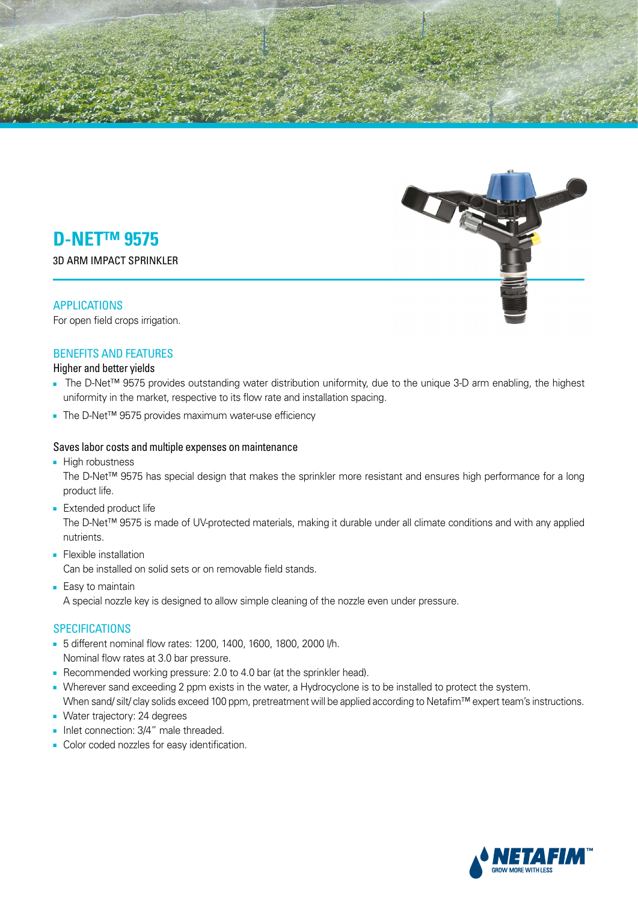# D-NET™ 9575

3D ARM IMPACT SPRINKLER

## APPLICATIONS

For open field crops irrigation.

## BENEFITS AND FEATURES

### Higher and better yields

- The D-Net™ 9575 provides outstanding water distribution uniformity, due to the unique 3-D arm enabling, the highest uniformity in the market, respective to its flow rate and installation spacing.
- The D-Net™ 9575 provides maximum water-use efficiency

### Saves labor costs and multiple expenses on maintenance

- High robustness
  The D-Net™ 9575 has special design that makes the sprinkler more resistant and ensures high performance for a long product life.
- Extended product life
  The D-Net™ 9575 is made of UV-protected materials, making it durable under all climate conditions and with any applied nutrients.
- Flexible installation
  Can be installed on solid sets or on removable field stands.
- Easy to maintain
  A special nozzle key is designed to allow simple cleaning of the nozzle even under pressure.

## SPECIFICATIONS

- 5 different nominal flow rates: 1200, 1400, 1600, 1800, 2000 l/h.
  Nominal flow rates at 3.0 bar pressure.
- Recommended working pressure: 2.0 to 4.0 bar (at the sprinkler head).
- Wherever sand exceeding 2 ppm exists in the water, a Hydrocyclone is to be installed to protect the system.
  When sand/ silt/ clay solids exceed 100 ppm, pretreatment will be applied according to Netafim™ expert team's instructions.
- Water trajectory: 24 degrees
- Inlet connection: 3/4" male threaded.
- Color coded nozzles for easy identification.

NETAFIM™ GROW MORE WITH LESS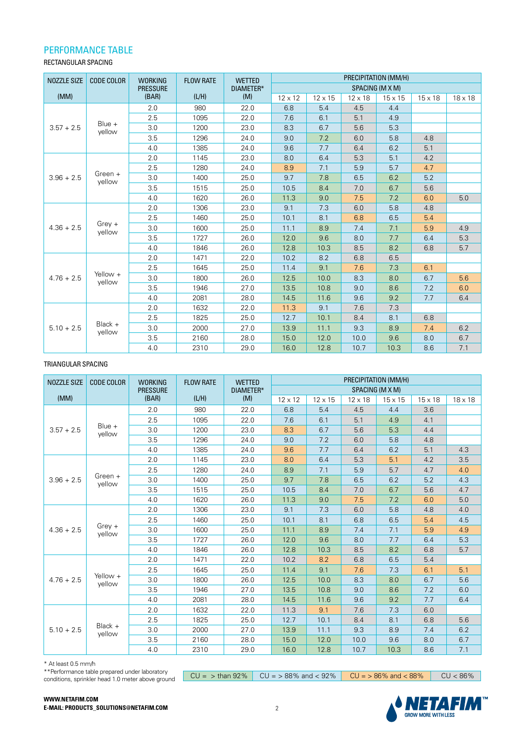## PERFORMANCE TABLE

RECTANGULAR SPACING

| NOZZLE SIZE (MM) | CODE COLOR | WORKING PRESSURE (BAR) | FLOW RATE (L/H) | WETTED DIAMETER* (M) | PRECIPITATION (MM/H) SPACING (M X M) | | | | | |
|---|---|---|---|---|---|---|---|---|---|---|
| | | | | | 12 x 12 | 12 x 15 | 12 x 18 | 15 x 15 | 15 x 18 | 18 x 18 |
| 3.57 + 2.5 | Blue + yellow | 2.0 | 980 | 22.0 | 6.8 | 5.4 | 4.5 | 4.4 | | |
| | | 2.5 | 1095 | 22.0 | 7.6 | 6.1 | 5.1 | 4.9 | | |
| | | 3.0 | 1200 | 23.0 | 8.3 | 6.7 | 5.6 | 5.3 | | |
| | | 3.5 | 1296 | 24.0 | 9.0 | 7.2 | 6.0 | 5.8 | 4.8 | |
| | | 4.0 | 1385 | 24.0 | 9.6 | 7.7 | 6.4 | 6.2 | 5.1 | |
| 3.96 + 2.5 | Green + yellow | 2.0 | 1145 | 23.0 | 8.0 | 6.4 | 5.3 | 5.1 | 4.2 | |
| | | 2.5 | 1280 | 24.0 | 8.9 | 7.1 | 5.9 | 5.7 | 4.7 | |
| | | 3.0 | 1400 | 25.0 | 9.7 | 7.8 | 6.5 | 6.2 | 5.2 | |
| | | 3.5 | 1515 | 25.0 | 10.5 | 8.4 | 7.0 | 6.7 | 5.6 | |
| | | 4.0 | 1620 | 26.0 | 11.3 | 9.0 | 7.5 | 7.2 | 6.0 | 5.0 |
| 4.36 + 2.5 | Grey + yellow | 2.0 | 1306 | 23.0 | 9.1 | 7.3 | 6.0 | 5.8 | 4.8 | |
| | | 2.5 | 1460 | 25.0 | 10.1 | 8.1 | 6.8 | 6.5 | 5.4 | |
| | | 3.0 | 1600 | 25.0 | 11.1 | 8.9 | 7.4 | 7.1 | 5.9 | 4.9 |
| | | 3.5 | 1727 | 26.0 | 12.0 | 9.6 | 8.0 | 7.7 | 6.4 | 5.3 |
| | | 4.0 | 1846 | 26.0 | 12.8 | 10.3 | 8.5 | 8.2 | 6.8 | 5.7 |
| 4.76 + 2.5 | Yellow + yellow | 2.0 | 1471 | 22.0 | 10.2 | 8.2 | 6.8 | 6.5 | | |
| | | 2.5 | 1645 | 25.0 | 11.4 | 9.1 | 7.6 | 7.3 | 6.1 | |
| | | 3.0 | 1800 | 26.0 | 12.5 | 10.0 | 8.3 | 8.0 | 6.7 | 5.6 |
| | | 3.5 | 1946 | 27.0 | 13.5 | 10.8 | 9.0 | 8.6 | 7.2 | 6.0 |
| | | 4.0 | 2081 | 28.0 | 14.5 | 11.6 | 9.6 | 9.2 | 7.7 | 6.4 |
| 5.10 + 2.5 | Black + yellow | 2.0 | 1632 | 22.0 | 11.3 | 9.1 | 7.6 | 7.3 | | |
| | | 2.5 | 1825 | 25.0 | 12.7 | 10.1 | 8.4 | 8.1 | 6.8 | |
| | | 3.0 | 2000 | 27.0 | 13.9 | 11.1 | 9.3 | 8.9 | 7.4 | 6.2 |
| | | 3.5 | 2160 | 28.0 | 15.0 | 12.0 | 10.0 | 9.6 | 8.0 | 6.7 |
| | | 4.0 | 2310 | 29.0 | 16.0 | 12.8 | 10.7 | 10.3 | 8.6 | 7.1 |

TRIANGULAR SPACING

| NOZZLE SIZE (MM) | CODE COLOR | WORKING PRESSURE (BAR) | FLOW RATE (L/H) | WETTED DIAMETER* (M) | PRECIPITATION (MM/H) SPACING (M X M) | | | | | |
|---|---|---|---|---|---|---|---|---|---|---|
| | | | | | 12 x 12 | 12 x 15 | 12 x 18 | 15 x 15 | 15 x 18 | 18 x 18 |
| 3.57 + 2.5 | Blue + yellow | 2.0 | 980 | 22.0 | 6.8 | 5.4 | 4.5 | 4.4 | 3.6 | |
| | | 2.5 | 1095 | 22.0 | 7.6 | 6.1 | 5.1 | 4.9 | 4.1 | |
| | | 3.0 | 1200 | 23.0 | 8.3 | 6.7 | 5.6 | 5.3 | 4.4 | |
| | | 3.5 | 1296 | 24.0 | 9.0 | 7.2 | 6.0 | 5.8 | 4.8 | |
| | | 4.0 | 1385 | 24.0 | 9.6 | 7.7 | 6.4 | 6.2 | 5.1 | 4.3 |
| 3.96 + 2.5 | Green + yellow | 2.0 | 1145 | 23.0 | 8.0 | 6.4 | 5.3 | 5.1 | 4.2 | 3.5 |
| | | 2.5 | 1280 | 24.0 | 8.9 | 7.1 | 5.9 | 5.7 | 4.7 | 4.0 |
| | | 3.0 | 1400 | 25.0 | 9.7 | 7.8 | 6.5 | 6.2 | 5.2 | 4.3 |
| | | 3.5 | 1515 | 25.0 | 10.5 | 8.4 | 7.0 | 6.7 | 5.6 | 4.7 |
| | | 4.0 | 1620 | 26.0 | 11.3 | 9.0 | 7.5 | 7.2 | 6.0 | 5.0 |
| 4.36 + 2.5 | Grey + yellow | 2.0 | 1306 | 23.0 | 9.1 | 7.3 | 6.0 | 5.8 | 4.8 | 4.0 |
| | | 2.5 | 1460 | 25.0 | 10.1 | 8.1 | 6.8 | 6.5 | 5.4 | 4.5 |
| | | 3.0 | 1600 | 25.0 | 11.1 | 8.9 | 7.4 | 7.1 | 5.9 | 4.9 |
| | | 3.5 | 1727 | 26.0 | 12.0 | 9.6 | 8.0 | 7.7 | 6.4 | 5.3 |
| | | 4.0 | 1846 | 26.0 | 12.8 | 10.3 | 8.5 | 8.2 | 6.8 | 5.7 |
| 4.76 + 2.5 | Yellow + yellow | 2.0 | 1471 | 22.0 | 10.2 | 8.2 | 6.8 | 6.5 | 5.4 | |
| | | 2.5 | 1645 | 25.0 | 11.4 | 9.1 | 7.6 | 7.3 | 6.1 | 5.1 |
| | | 3.0 | 1800 | 26.0 | 12.5 | 10.0 | 8.3 | 8.0 | 6.7 | 5.6 |
| | | 3.5 | 1946 | 27.0 | 13.5 | 10.8 | 9.0 | 8.6 | 7.2 | 6.0 |
| | | 4.0 | 2081 | 28.0 | 14.5 | 11.6 | 9.6 | 9.2 | 7.7 | 6.4 |
| 5.10 + 2.5 | Black + yellow | 2.0 | 1632 | 22.0 | 11.3 | 9.1 | 7.6 | 7.3 | 6.0 | |
| | | 2.5 | 1825 | 25.0 | 12.7 | 10.1 | 8.4 | 8.1 | 6.8 | 5.6 |
| | | 3.0 | 2000 | 27.0 | 13.9 | 11.1 | 9.3 | 8.9 | 7.4 | 6.2 |
| | | 3.5 | 2160 | 28.0 | 15.0 | 12.0 | 10.0 | 9.6 | 8.0 | 6.7 |
| | | 4.0 | 2310 | 29.0 | 16.0 | 12.8 | 10.7 | 10.3 | 8.6 | 7.1 |

\* At least 0.5 mm/h

**Performance table prepared under laboratory conditions, sprinkler head 1.0 meter above ground

| CU = > than 92% | CU = > 88% and < 92% | CU = > 86% and < 88% | CU < 86% |
|---|---|---|---|

**WWW.NETAFIM.COM**
**E-MAIL: PRODUCTS_SOLUTIONS@NETAFIM.COM**

NETAFIM™ GROW MORE WITH LESS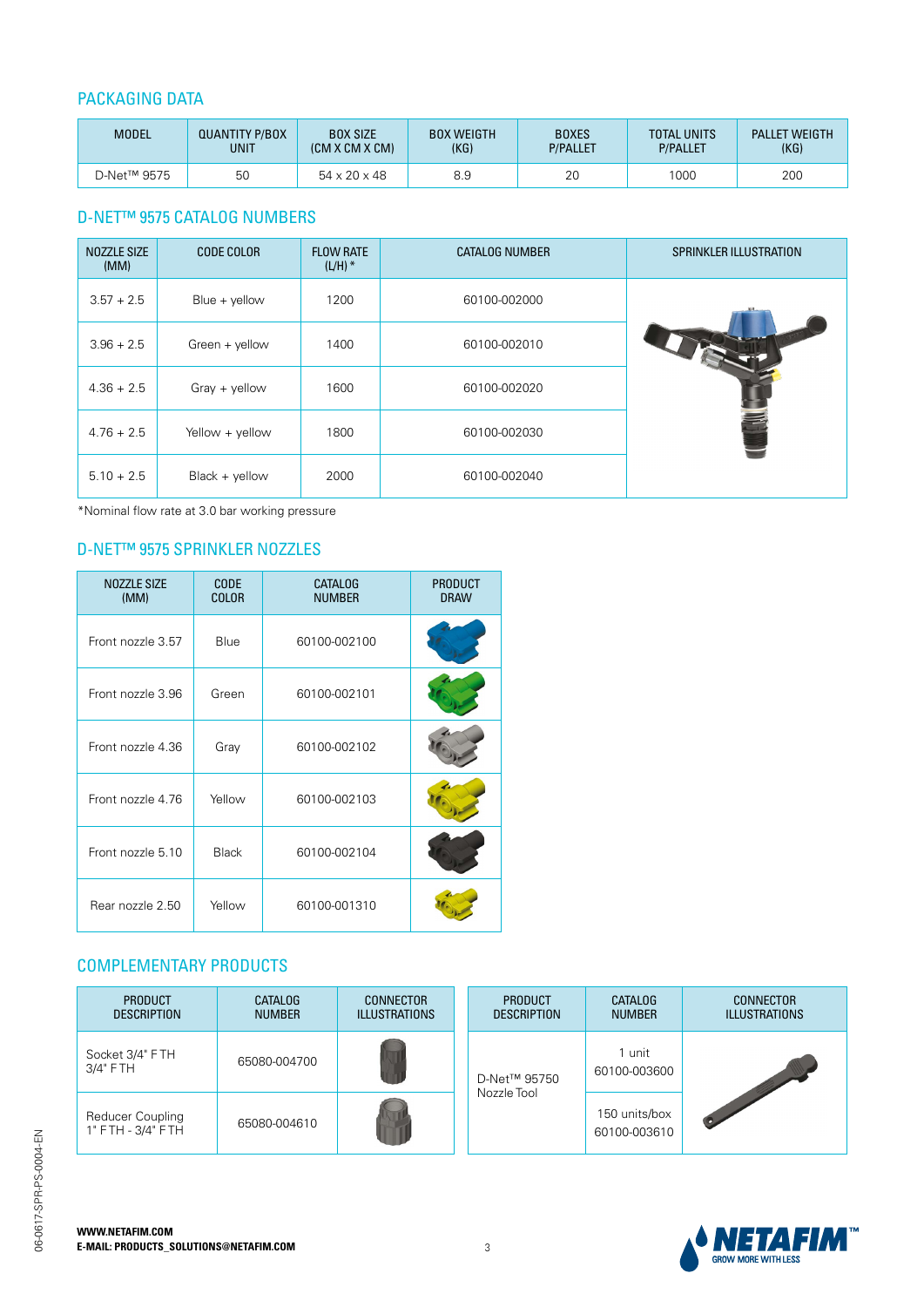## PACKAGING DATA

| MODEL | QUANTITY P/BOX UNIT | BOX SIZE (CM X CM X CM) | BOX WEIGTH (KG) | BOXES P/PALLET | TOTAL UNITS P/PALLET | PALLET WEIGTH (KG) |
|---|---|---|---|---|---|---|
| D-Net™ 9575 | 50 | 54 x 20 x 48 | 8.9 | 20 | 1000 | 200 |

## D-NET™ 9575 CATALOG NUMBERS

| NOZZLE SIZE (MM) | CODE COLOR | FLOW RATE (L/H) * | CATALOG NUMBER | SPRINKLER ILLUSTRATION |
|---|---|---|---|---|
| 3.57 + 2.5 | Blue + yellow | 1200 | 60100-002000 | |
| 3.96 + 2.5 | Green + yellow | 1400 | 60100-002010 | |
| 4.36 + 2.5 | Gray + yellow | 1600 | 60100-002020 | |
| 4.76 + 2.5 | Yellow + yellow | 1800 | 60100-002030 | |
| 5.10 + 2.5 | Black + yellow | 2000 | 60100-002040 | |

*Nominal flow rate at 3.0 bar working pressure

## D-NET™ 9575 SPRINKLER NOZZLES

| NOZZLE SIZE (MM) | CODE COLOR | CATALOG NUMBER | PRODUCT DRAW |
|---|---|---|---|
| Front nozzle 3.57 | Blue | 60100-002100 | |
| Front nozzle 3.96 | Green | 60100-002101 | |
| Front nozzle 4.36 | Gray | 60100-002102 | |
| Front nozzle 4.76 | Yellow | 60100-002103 | |
| Front nozzle 5.10 | Black | 60100-002104 | |
| Rear nozzle 2.50 | Yellow | 60100-001310 | |

## COMPLEMENTARY PRODUCTS

| PRODUCT DESCRIPTION | CATALOG NUMBER | CONNECTOR ILLUSTRATIONS |
|---|---|---|
| Socket 3/4" F TH 3/4" F TH | 65080-004700 | |
| Reducer Coupling 1" F TH - 3/4" F TH | 65080-004610 | |

| PRODUCT DESCRIPTION | CATALOG NUMBER | CONNECTOR ILLUSTRATIONS |
|---|---|---|
| D-Net™ 95750 Nozzle Tool | 1 unit 60100-003600 | |
| | 150 units/box 60100-003610 | |

06-0617-SPR-PS-0004-EN

**WWW.NETAFIM.COM**
**E-MAIL: PRODUCTS_SOLUTIONS@NETAFIM.COM**

NETAFIM™ GROW MORE WITH LESS